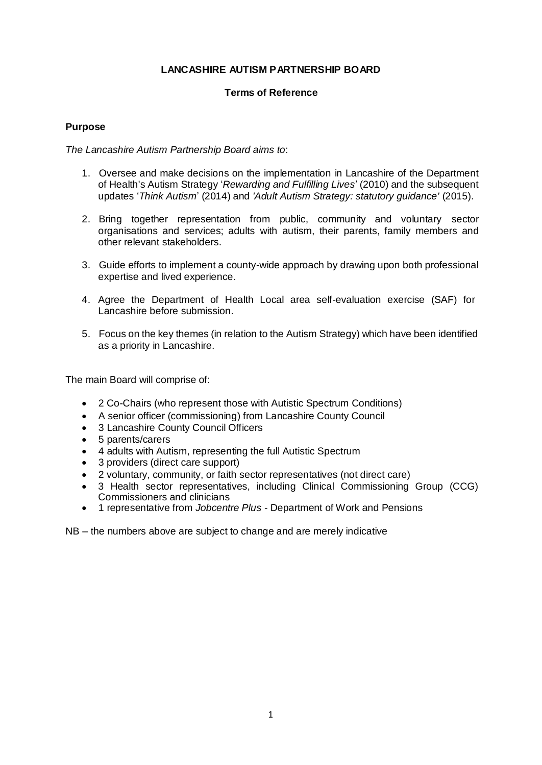# LANCASHIRE AUTISM PARTNERSHIP BOARD

## Terms of Reference

### Purpose

*The Lancashire Autism Partnership Board aims to*:

1. Oversee and make decisions on the implementation in Lancashire of the Department of Health's Autism Strategy '*Rewarding and Fulfilling Lives*' (2010) and the subsequent updates '*Think Autism*' (2014) and *'Adult Autism Strategy: statutory guidance'* (2015).

2. Bring together representation from public, community and voluntary sector organisations and services; adults with autism, their parents, family members and other relevant stakeholders.

3. Guide efforts to implement a county-wide approach by drawing upon both professional expertise and lived experience.

4. Agree the Department of Health Local area self-evaluation exercise (SAF) for Lancashire before submission.

5. Focus on the key themes (in relation to the Autism Strategy) which have been identified as a priority in Lancashire.

The main Board will comprise of:

- 2 Co-Chairs (who represent those with Autistic Spectrum Conditions)
- A senior officer (commissioning) from Lancashire County Council
- 3 Lancashire County Council Officers
- 5 parents/carers
- 4 adults with Autism, representing the full Autistic Spectrum
- 3 providers (direct care support)
- 2 voluntary, community, or faith sector representatives (not direct care)
- 3 Health sector representatives, including Clinical Commissioning Group (CCG) Commissioners and clinicians
- 1 representative from *Jobcentre Plus* - Department of Work and Pensions

NB – the numbers above are subject to change and are merely indicative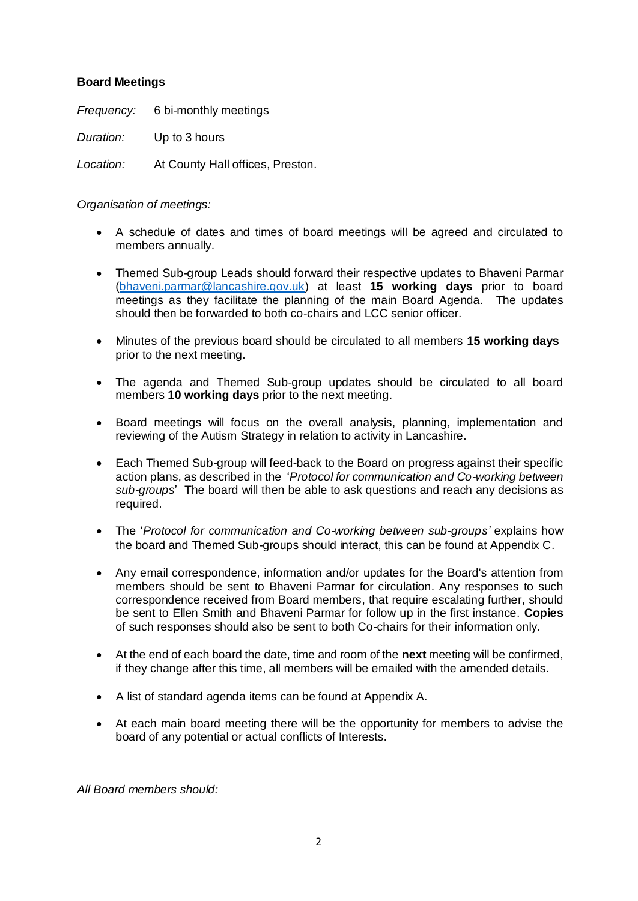**Board Meetings**

*Frequency:* 6 bi-monthly meetings

*Duration:* Up to 3 hours

*Location:* At County Hall offices, Preston.

*Organisation of meetings:*

- A schedule of dates and times of board meetings will be agreed and circulated to members annually.
- Themed Sub-group Leads should forward their respective updates to Bhaveni Parmar (bhaveni.parmar@lancashire.gov.uk) at least **15 working days** prior to board meetings as they facilitate the planning of the main Board Agenda. The updates should then be forwarded to both co-chairs and LCC senior officer.
- Minutes of the previous board should be circulated to all members **15 working days** prior to the next meeting.
- The agenda and Themed Sub-group updates should be circulated to all board members **10 working days** prior to the next meeting.
- Board meetings will focus on the overall analysis, planning, implementation and reviewing of the Autism Strategy in relation to activity in Lancashire.
- Each Themed Sub-group will feed-back to the Board on progress against their specific action plans, as described in the '*Protocol for communication and Co-working between sub-groups*' The board will then be able to ask questions and reach any decisions as required.
- The '*Protocol for communication and Co-working between sub-groups'* explains how the board and Themed Sub-groups should interact, this can be found at Appendix C.
- Any email correspondence, information and/or updates for the Board's attention from members should be sent to Bhaveni Parmar for circulation. Any responses to such correspondence received from Board members, that require escalating further, should be sent to Ellen Smith and Bhaveni Parmar for follow up in the first instance. **Copies** of such responses should also be sent to both Co-chairs for their information only.
- At the end of each board the date, time and room of the **next** meeting will be confirmed, if they change after this time, all members will be emailed with the amended details.
- A list of standard agenda items can be found at Appendix A.
- At each main board meeting there will be the opportunity for members to advise the board of any potential or actual conflicts of Interests.

*All Board members should:*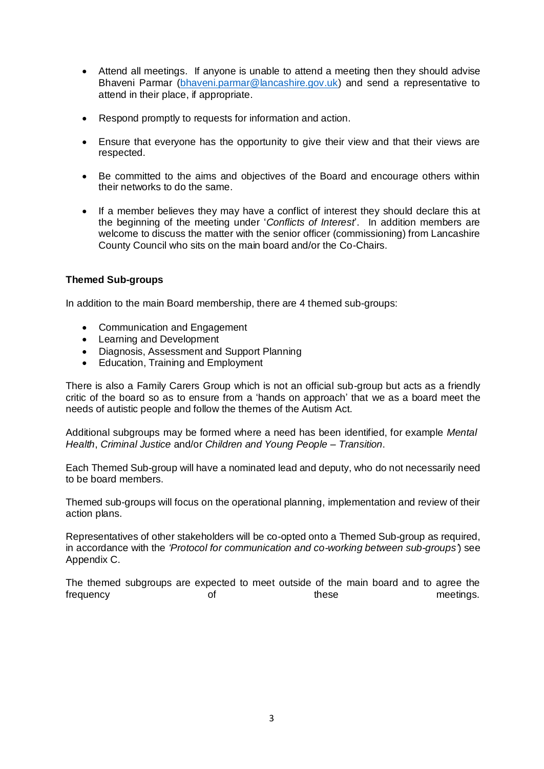- Attend all meetings. If anyone is unable to attend a meeting then they should advise Bhaveni Parmar ([bhaveni.parmar@lancashire.gov.uk](mailto:bhaveni.parmar@lancashire.gov.uk)) and send a representative to attend in their place, if appropriate.

- Respond promptly to requests for information and action.

- Ensure that everyone has the opportunity to give their view and that their views are respected.

- Be committed to the aims and objectives of the Board and encourage others within their networks to do the same.

- If a member believes they may have a conflict of interest they should declare this at the beginning of the meeting under '*Conflicts of Interest*'. In addition members are welcome to discuss the matter with the senior officer (commissioning) from Lancashire County Council who sits on the main board and/or the Co-Chairs.

**Themed Sub-groups**

In addition to the main Board membership, there are 4 themed sub-groups:

- Communication and Engagement
- Learning and Development
- Diagnosis, Assessment and Support Planning
- Education, Training and Employment

There is also a Family Carers Group which is not an official sub-group but acts as a friendly critic of the board so as to ensure from a 'hands on approach' that we as a board meet the needs of autistic people and follow the themes of the Autism Act.

Additional subgroups may be formed where a need has been identified, for example *Mental Health*, *Criminal Justice* and/or *Children and Young People – Transition*.

Each Themed Sub-group will have a nominated lead and deputy, who do not necessarily need to be board members.

Themed sub-groups will focus on the operational planning, implementation and review of their action plans.

Representatives of other stakeholders will be co-opted onto a Themed Sub-group as required, in accordance with the *'Protocol for communication and co-working between sub-groups'*) see Appendix C.

The themed subgroups are expected to meet outside of the main board and to agree the frequency of these meetings.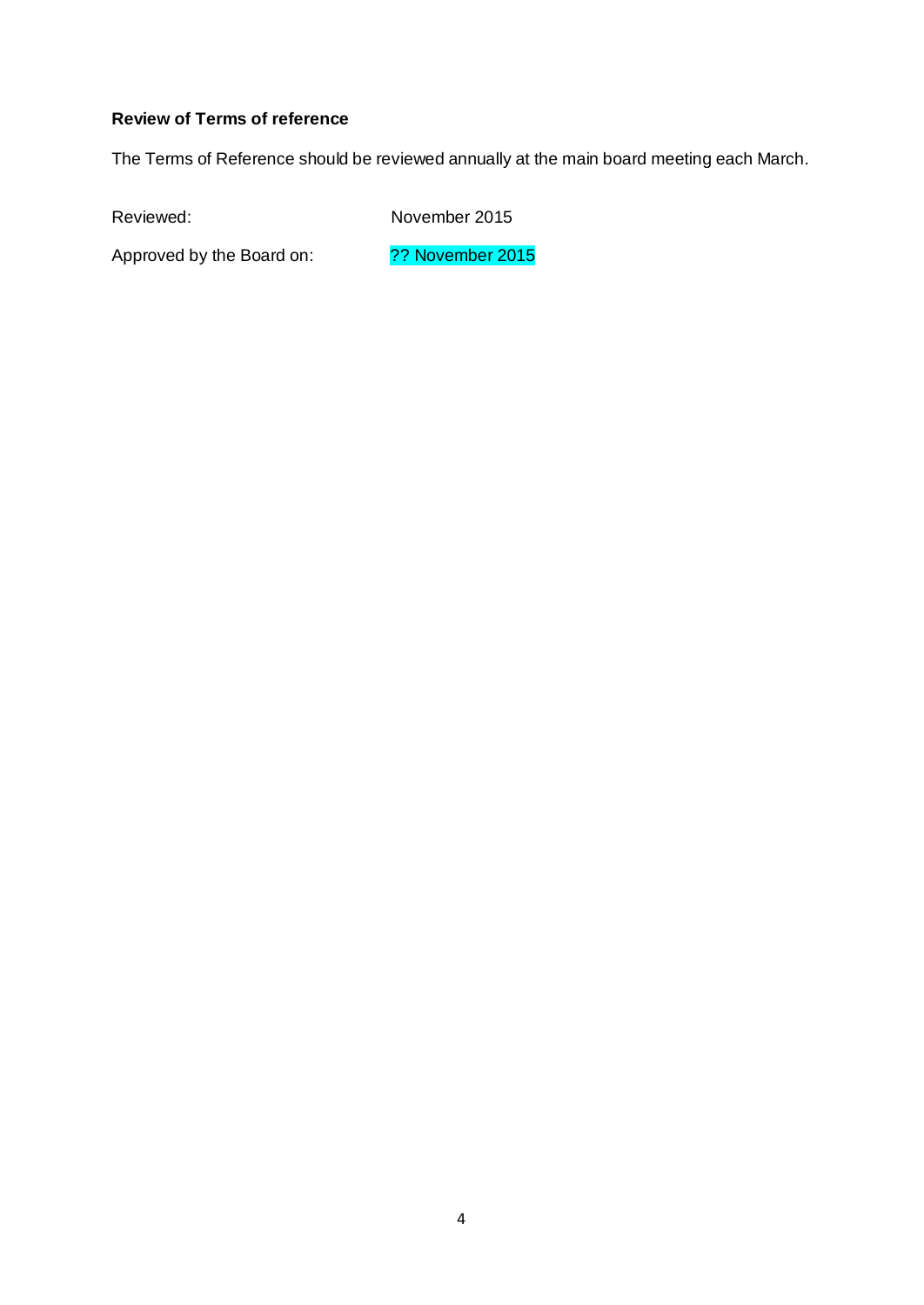**Review of Terms of reference**

The Terms of Reference should be reviewed annually at the main board meeting each March.

Reviewed: November 2015

Approved by the Board on: ?? November 2015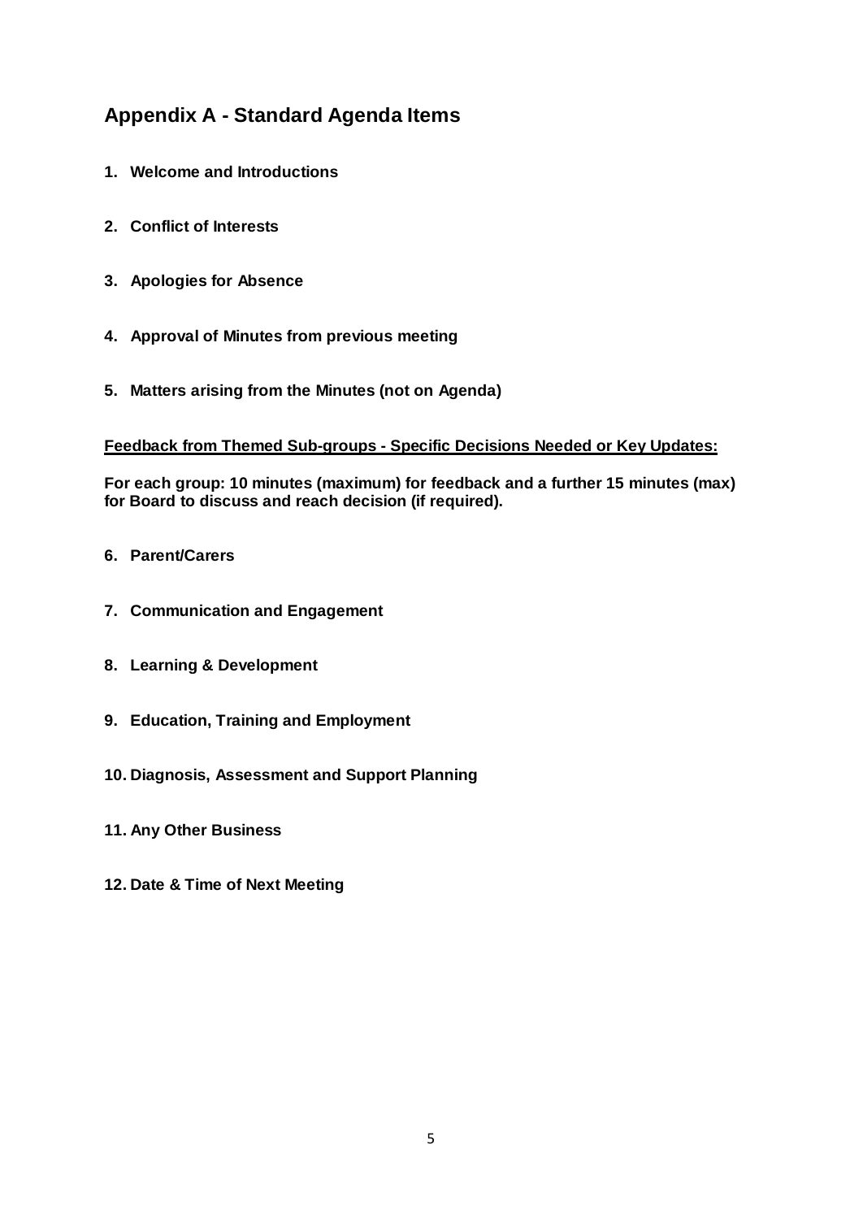## Appendix A - Standard Agenda Items

1. **Welcome and Introductions**

2. **Conflict of Interests**

3. **Apologies for Absence**

4. **Approval of Minutes from previous meeting**

5. **Matters arising from the Minutes (not on Agenda)**

**<u>Feedback from Themed Sub-groups - Specific Decisions Needed or Key Updates:</u>**

**For each group: 10 minutes (maximum) for feedback and a further 15 minutes (max) for Board to discuss and reach decision (if required).**

6. **Parent/Carers**

7. **Communication and Engagement**

8. **Learning & Development**

9. **Education, Training and Employment**

10. **Diagnosis, Assessment and Support Planning**

11. **Any Other Business**

12. **Date & Time of Next Meeting**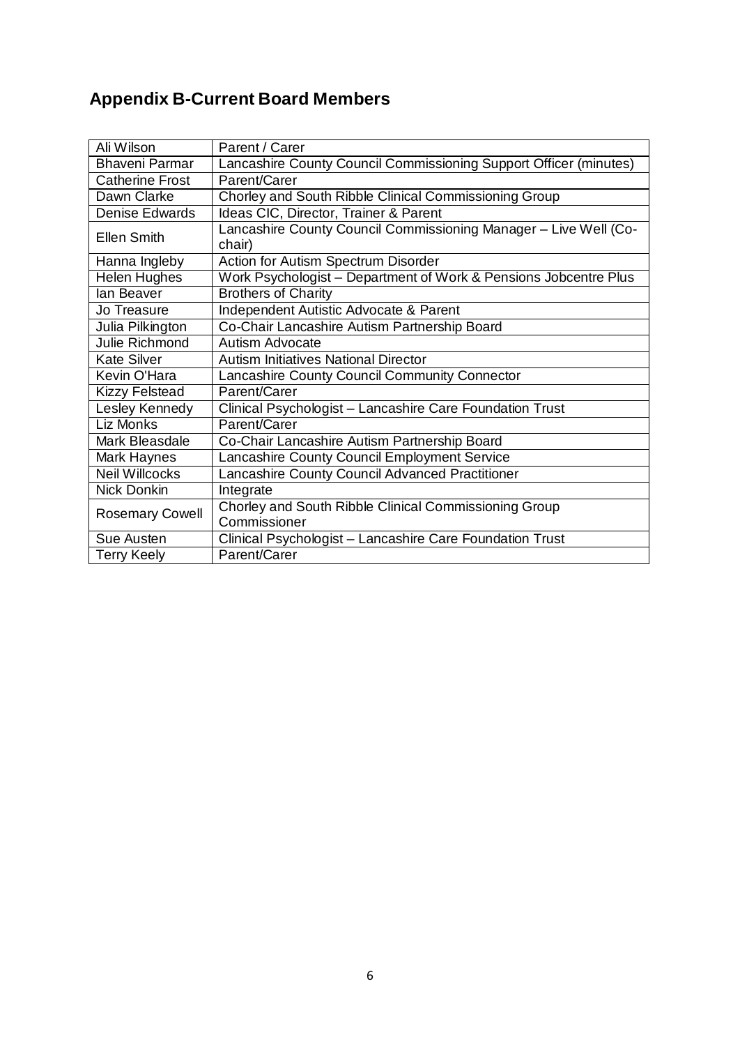## Appendix B-Current Board Members

| | |
|---|---|
| Ali Wilson | Parent / Carer |
| Bhaveni Parmar | Lancashire County Council Commissioning Support Officer (minutes) |
| Catherine Frost | Parent/Carer |
| Dawn Clarke | Chorley and South Ribble Clinical Commissioning Group |
| Denise Edwards | Ideas CIC, Director, Trainer & Parent |
| Ellen Smith | Lancashire County Council Commissioning Manager – Live Well (Co-chair) |
| Hanna Ingleby | Action for Autism Spectrum Disorder |
| Helen Hughes | Work Psychologist – Department of Work & Pensions Jobcentre Plus |
| Ian Beaver | Brothers of Charity |
| Jo Treasure | Independent Autistic Advocate & Parent |
| Julia Pilkington | Co-Chair Lancashire Autism Partnership Board |
| Julie Richmond | Autism Advocate |
| Kate Silver | Autism Initiatives National Director |
| Kevin O'Hara | Lancashire County Council Community Connector |
| Kizzy Felstead | Parent/Carer |
| Lesley Kennedy | Clinical Psychologist – Lancashire Care Foundation Trust |
| Liz Monks | Parent/Carer |
| Mark Bleasdale | Co-Chair Lancashire Autism Partnership Board |
| Mark Haynes | Lancashire County Council Employment Service |
| Neil Willcocks | Lancashire County Council Advanced Practitioner |
| Nick Donkin | Integrate |
| Rosemary Cowell | Chorley and South Ribble Clinical Commissioning Group Commissioner |
| Sue Austen | Clinical Psychologist – Lancashire Care Foundation Trust |
| Terry Keely | Parent/Carer |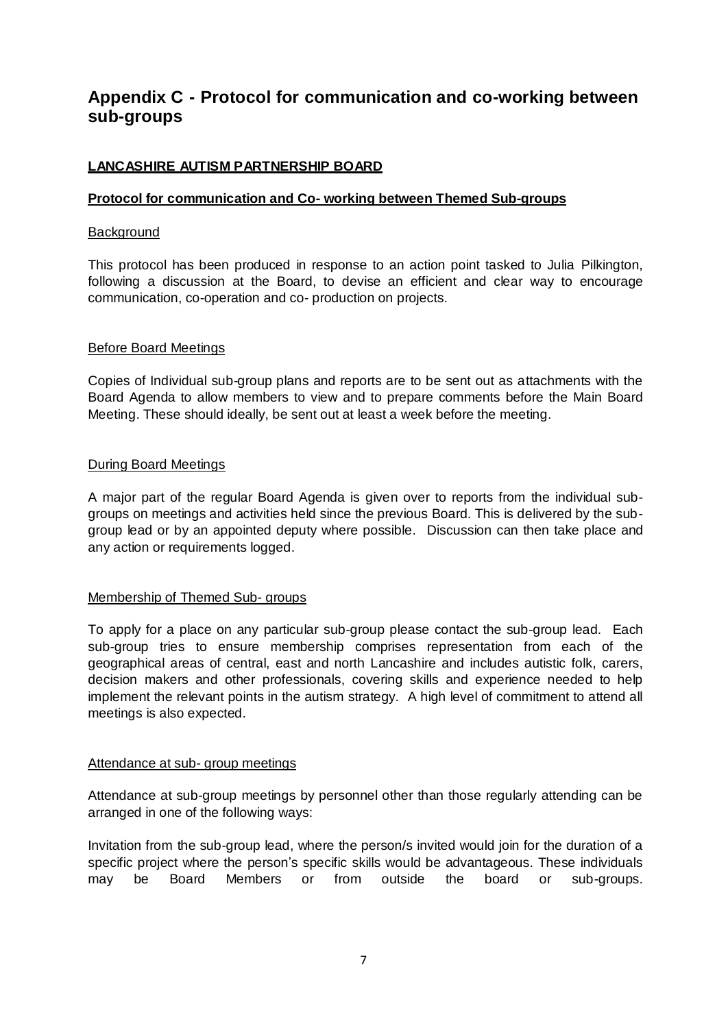## Appendix C - Protocol for communication and co-working between sub-groups

**LANCASHIRE AUTISM PARTNERSHIP BOARD**

**Protocol for communication and Co- working between Themed Sub-groups**

Background

This protocol has been produced in response to an action point tasked to Julia Pilkington, following a discussion at the Board, to devise an efficient and clear way to encourage communication, co-operation and co- production on projects.

Before Board Meetings

Copies of Individual sub-group plans and reports are to be sent out as attachments with the Board Agenda to allow members to view and to prepare comments before the Main Board Meeting. These should ideally, be sent out at least a week before the meeting.

During Board Meetings

A major part of the regular Board Agenda is given over to reports from the individual sub-groups on meetings and activities held since the previous Board. This is delivered by the sub-group lead or by an appointed deputy where possible. Discussion can then take place and any action or requirements logged.

Membership of Themed Sub- groups

To apply for a place on any particular sub-group please contact the sub-group lead. Each sub-group tries to ensure membership comprises representation from each of the geographical areas of central, east and north Lancashire and includes autistic folk, carers, decision makers and other professionals, covering skills and experience needed to help implement the relevant points in the autism strategy. A high level of commitment to attend all meetings is also expected.

Attendance at sub- group meetings

Attendance at sub-group meetings by personnel other than those regularly attending can be arranged in one of the following ways:

Invitation from the sub-group lead, where the person/s invited would join for the duration of a specific project where the person's specific skills would be advantageous. These individuals may be Board Members or from outside the board or sub-groups.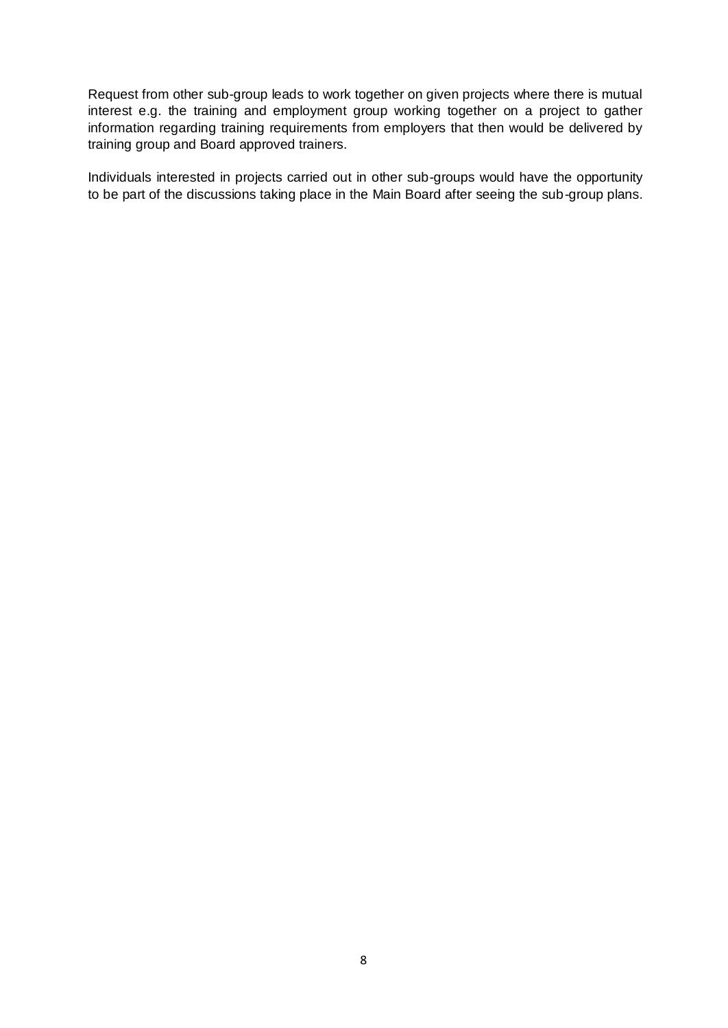Request from other sub-group leads to work together on given projects where there is mutual interest e.g. the training and employment group working together on a project to gather information regarding training requirements from employers that then would be delivered by training group and Board approved trainers.

Individuals interested in projects carried out in other sub-groups would have the opportunity to be part of the discussions taking place in the Main Board after seeing the sub-group plans.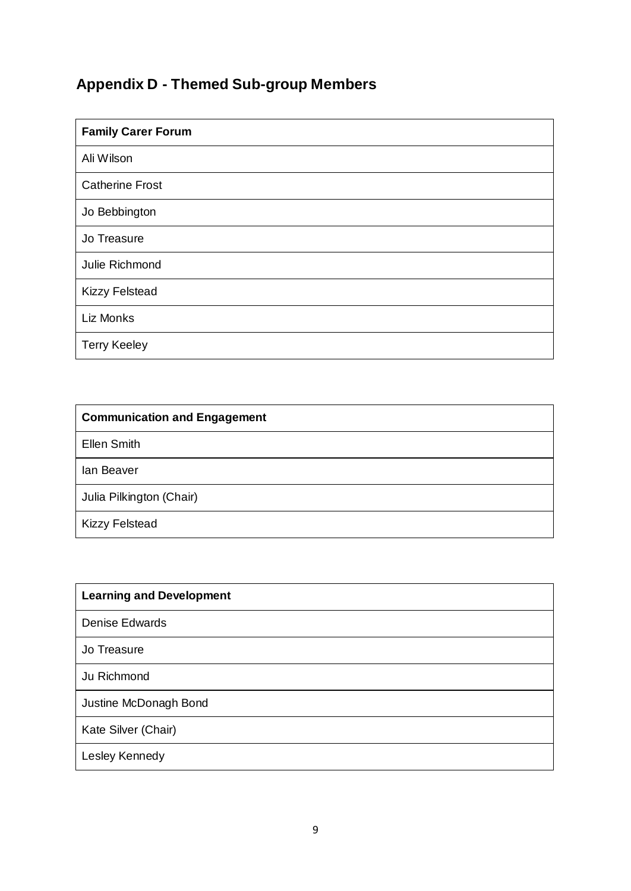## Appendix D - Themed Sub-group Members

| Family Carer Forum |
| --- |
| Ali Wilson |
| Catherine Frost |
| Jo Bebbington |
| Jo Treasure |
| Julie Richmond |
| Kizzy Felstead |
| Liz Monks |
| Terry Keeley |

| Communication and Engagement |
| --- |
| Ellen Smith |
| Ian Beaver |
| Julia Pilkington (Chair) |
| Kizzy Felstead |

| Learning and Development |
| --- |
| Denise Edwards |
| Jo Treasure |
| Ju Richmond |
| Justine McDonagh Bond |
| Kate Silver (Chair) |
| Lesley Kennedy |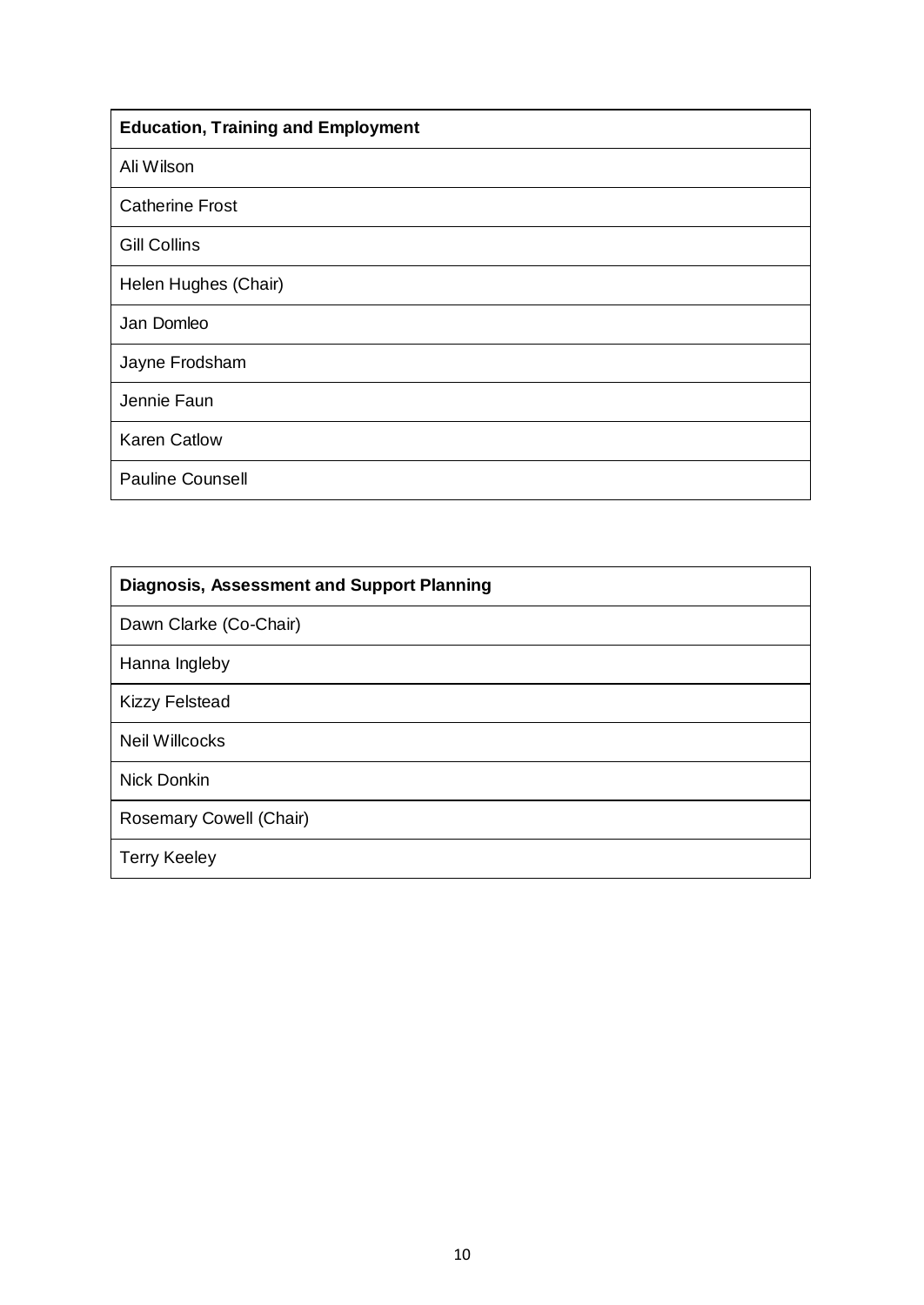| **Education, Training and Employment** |
| --- |
| Ali Wilson |
| Catherine Frost |
| Gill Collins |
| Helen Hughes (Chair) |
| Jan Domleo |
| Jayne Frodsham |
| Jennie Faun |
| Karen Catlow |
| Pauline Counsell |

| **Diagnosis, Assessment and Support Planning** |
| --- |
| Dawn Clarke (Co-Chair) |
| Hanna Ingleby |
| Kizzy Felstead |
| Neil Willcocks |
| Nick Donkin |
| Rosemary Cowell (Chair) |
| Terry Keeley |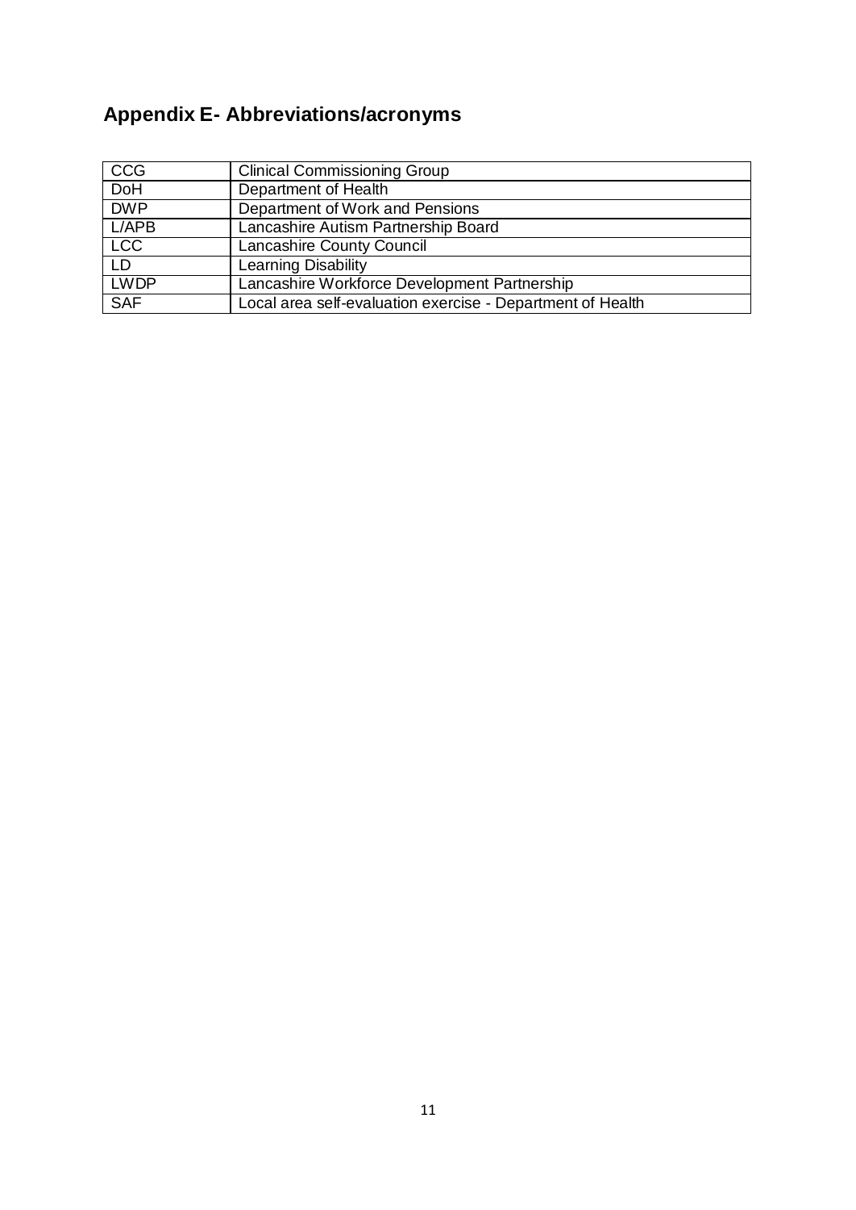## Appendix E- Abbreviations/acronyms

| | |
|---|---|
| CCG | Clinical Commissioning Group |
| DoH | Department of Health |
| DWP | Department of Work and Pensions |
| L/APB | Lancashire Autism Partnership Board |
| LCC | Lancashire County Council |
| LD | Learning Disability |
| LWDP | Lancashire Workforce Development Partnership |
| SAF | Local area self-evaluation exercise - Department of Health |